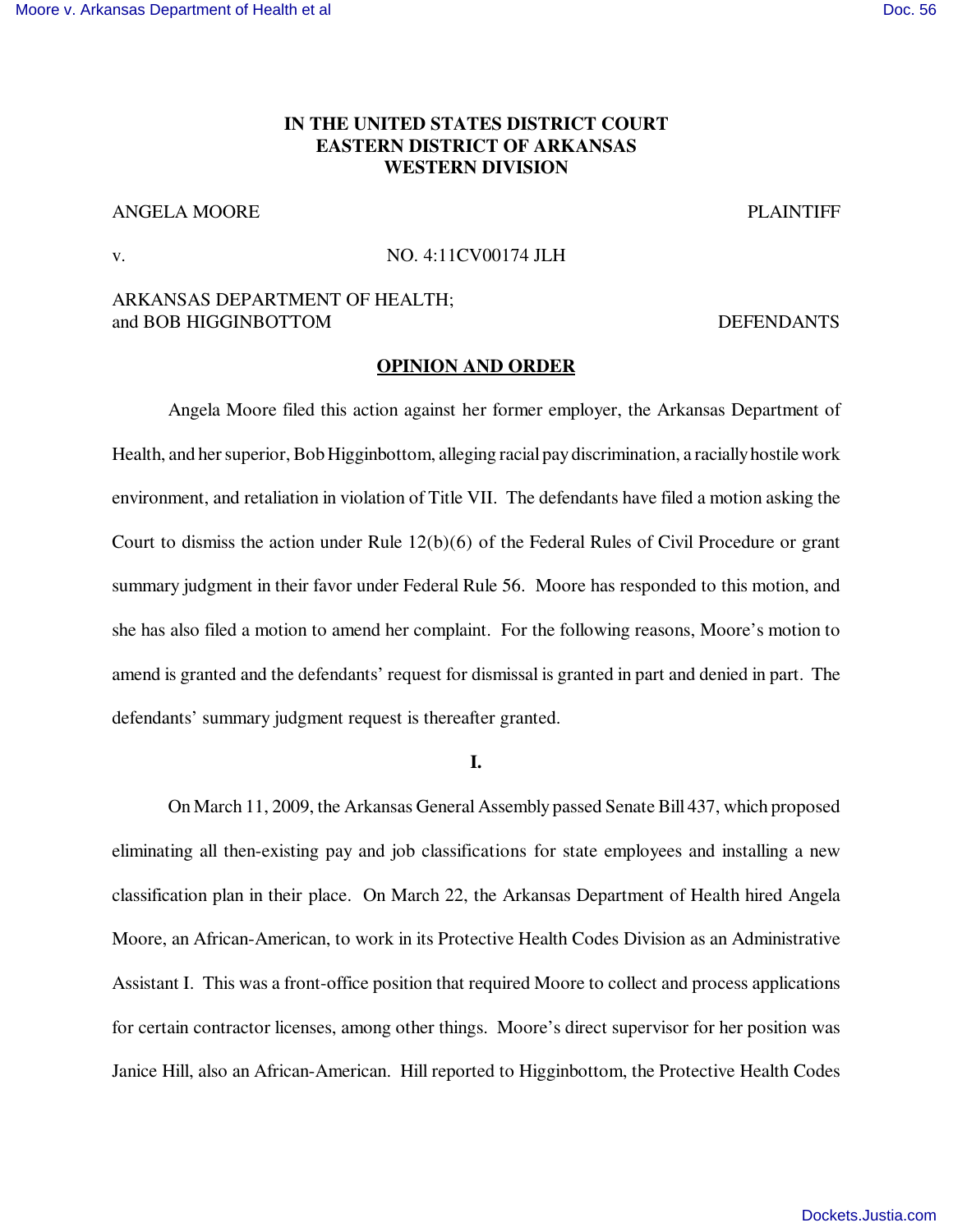**IN THE UNITED STATES DISTRICT COURT**
**EASTERN DISTRICT OF ARKANSAS**
**WESTERN DIVISION**

ANGELA MOORE PLAINTIFF

v. NO. 4:11CV00174 JLH

ARKANSAS DEPARTMENT OF HEALTH;
and BOB HIGGINBOTTOM DEFENDANTS

**OPINION AND ORDER**

Angela Moore filed this action against her former employer, the Arkansas Department of Health, and her superior, Bob Higginbottom, alleging racial pay discrimination, a racially hostile work environment, and retaliation in violation of Title VII. The defendants have filed a motion asking the Court to dismiss the action under Rule 12(b)(6) of the Federal Rules of Civil Procedure or grant summary judgment in their favor under Federal Rule 56. Moore has responded to this motion, and she has also filed a motion to amend her complaint. For the following reasons, Moore's motion to amend is granted and the defendants' request for dismissal is granted in part and denied in part. The defendants' summary judgment request is thereafter granted.

**I.**

On March 11, 2009, the Arkansas General Assembly passed Senate Bill 437, which proposed eliminating all then-existing pay and job classifications for state employees and installing a new classification plan in their place. On March 22, the Arkansas Department of Health hired Angela Moore, an African-American, to work in its Protective Health Codes Division as an Administrative Assistant I. This was a front-office position that required Moore to collect and process applications for certain contractor licenses, among other things. Moore's direct supervisor for her position was Janice Hill, also an African-American. Hill reported to Higginbottom, the Protective Health Codes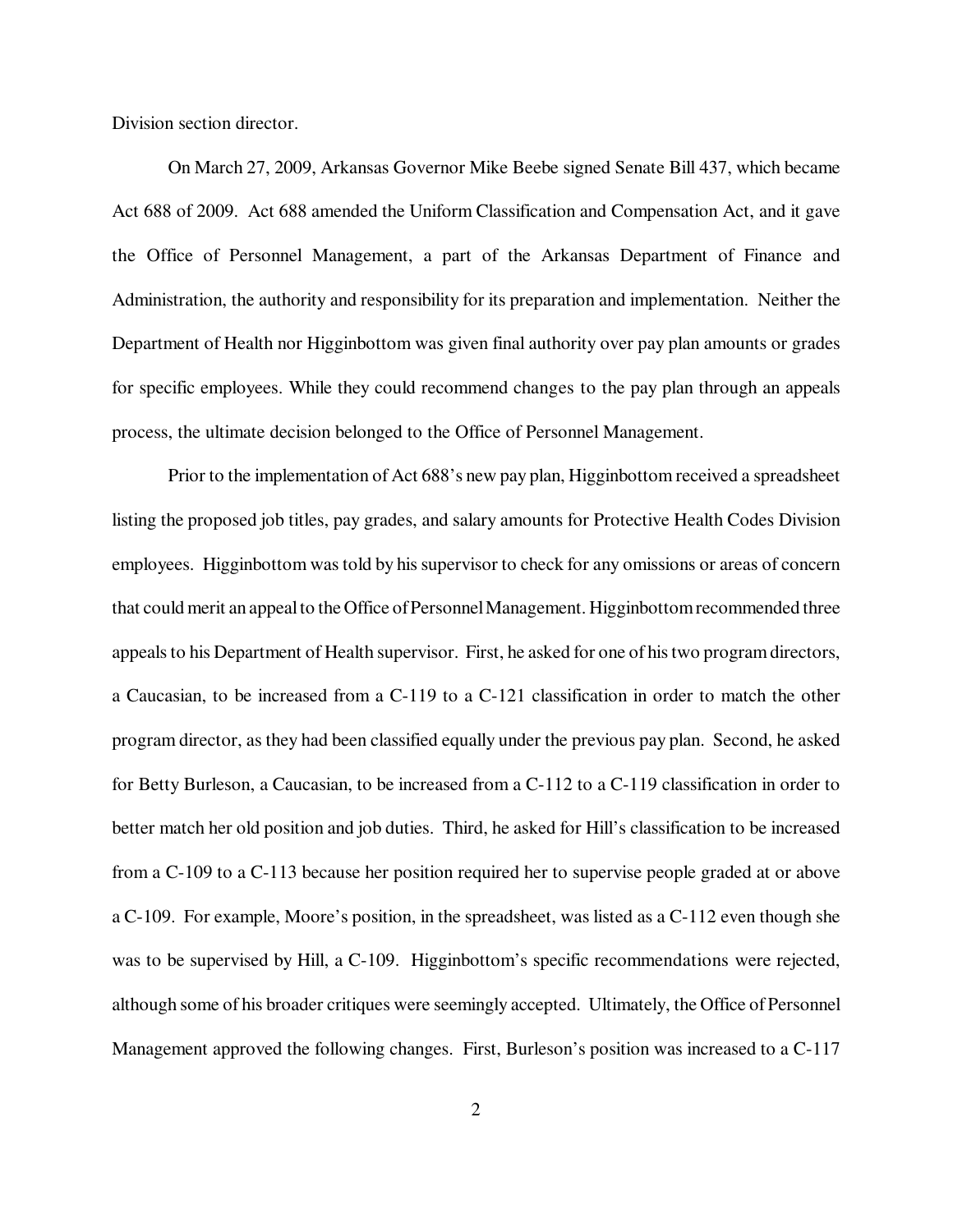Division section director.

On March 27, 2009, Arkansas Governor Mike Beebe signed Senate Bill 437, which became Act 688 of 2009. Act 688 amended the Uniform Classification and Compensation Act, and it gave the Office of Personnel Management, a part of the Arkansas Department of Finance and Administration, the authority and responsibility for its preparation and implementation. Neither the Department of Health nor Higginbottom was given final authority over pay plan amounts or grades for specific employees. While they could recommend changes to the pay plan through an appeals process, the ultimate decision belonged to the Office of Personnel Management.

Prior to the implementation of Act 688's new pay plan, Higginbottom received a spreadsheet listing the proposed job titles, pay grades, and salary amounts for Protective Health Codes Division employees. Higginbottom was told by his supervisor to check for any omissions or areas of concern that could merit an appeal to the Office of Personnel Management. Higginbottom recommended three appeals to his Department of Health supervisor. First, he asked for one of his two program directors, a Caucasian, to be increased from a C-119 to a C-121 classification in order to match the other program director, as they had been classified equally under the previous pay plan. Second, he asked for Betty Burleson, a Caucasian, to be increased from a C-112 to a C-119 classification in order to better match her old position and job duties. Third, he asked for Hill's classification to be increased from a C-109 to a C-113 because her position required her to supervise people graded at or above a C-109. For example, Moore's position, in the spreadsheet, was listed as a C-112 even though she was to be supervised by Hill, a C-109. Higginbottom's specific recommendations were rejected, although some of his broader critiques were seemingly accepted. Ultimately, the Office of Personnel Management approved the following changes. First, Burleson's position was increased to a C-117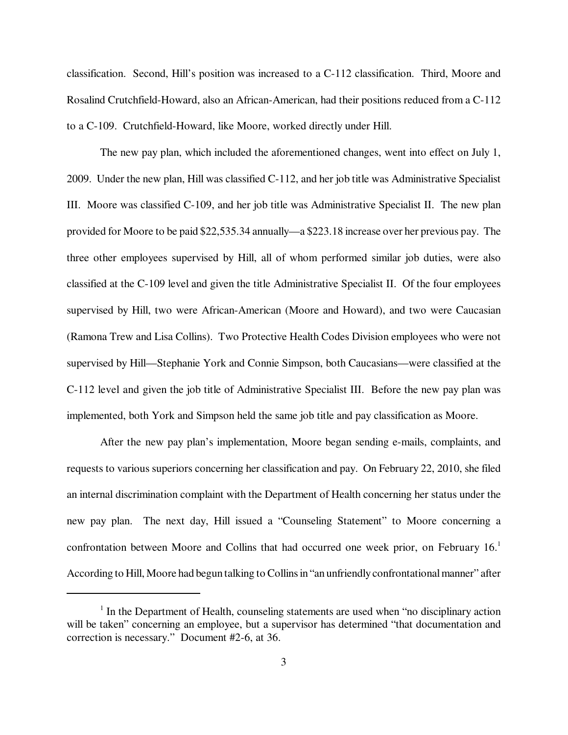classification. Second, Hill's position was increased to a C-112 classification. Third, Moore and Rosalind Crutchfield-Howard, also an African-American, had their positions reduced from a C-112 to a C-109. Crutchfield-Howard, like Moore, worked directly under Hill.

The new pay plan, which included the aforementioned changes, went into effect on July 1, 2009. Under the new plan, Hill was classified C-112, and her job title was Administrative Specialist III. Moore was classified C-109, and her job title was Administrative Specialist II. The new plan provided for Moore to be paid $22,535.34 annually—a $223.18 increase over her previous pay. The three other employees supervised by Hill, all of whom performed similar job duties, were also classified at the C-109 level and given the title Administrative Specialist II. Of the four employees supervised by Hill, two were African-American (Moore and Howard), and two were Caucasian (Ramona Trew and Lisa Collins). Two Protective Health Codes Division employees who were not supervised by Hill—Stephanie York and Connie Simpson, both Caucasians—were classified at the C-112 level and given the job title of Administrative Specialist III. Before the new pay plan was implemented, both York and Simpson held the same job title and pay classification as Moore.

After the new pay plan's implementation, Moore began sending e-mails, complaints, and requests to various superiors concerning her classification and pay. On February 22, 2010, she filed an internal discrimination complaint with the Department of Health concerning her status under the new pay plan. The next day, Hill issued a "Counseling Statement" to Moore concerning a confrontation between Moore and Collins that had occurred one week prior, on February 16.[1] According to Hill, Moore had begun talking to Collins in "an unfriendly confrontational manner" after

[1] In the Department of Health, counseling statements are used when "no disciplinary action will be taken" concerning an employee, but a supervisor has determined "that documentation and correction is necessary." Document #2-6, at 36.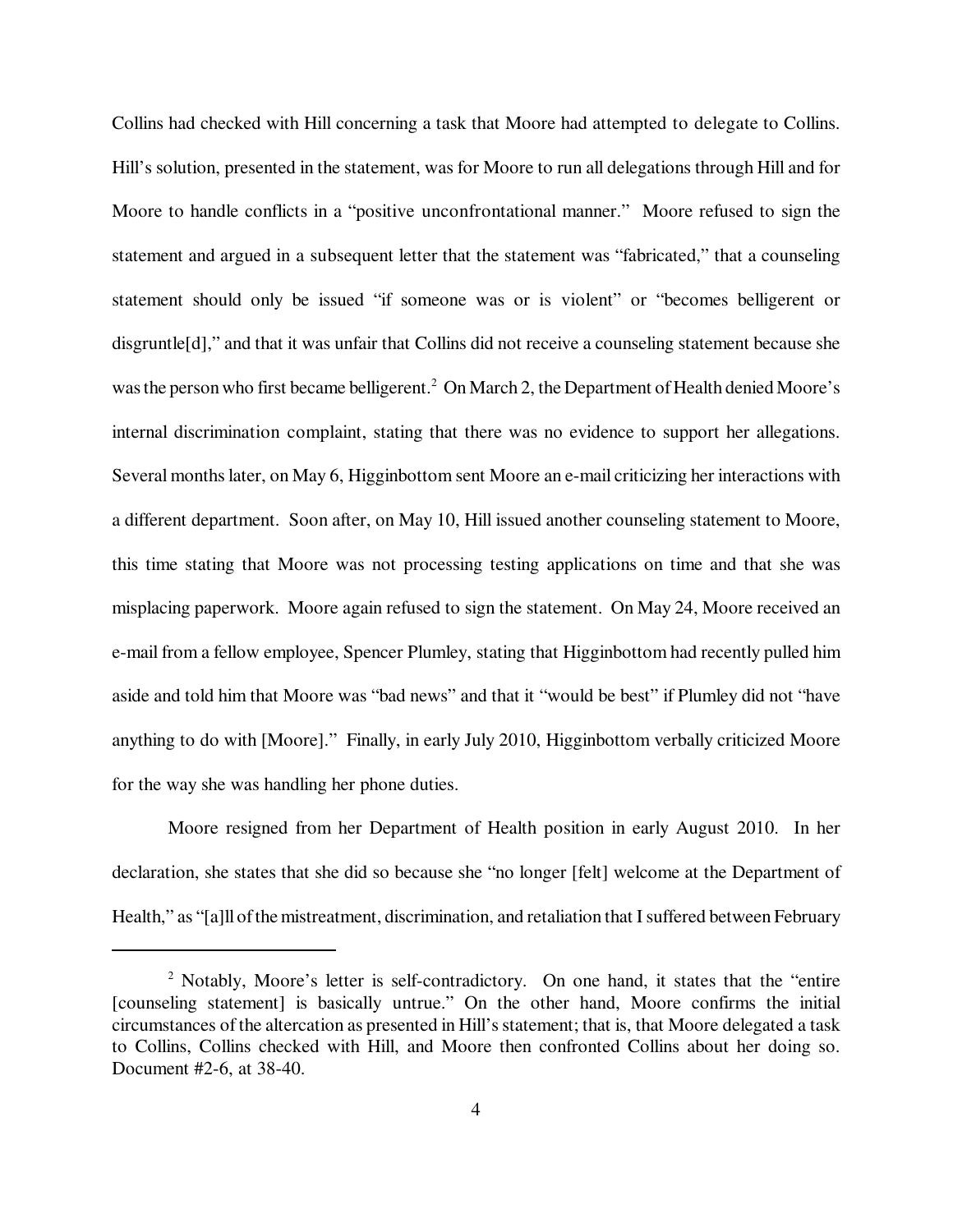Collins had checked with Hill concerning a task that Moore had attempted to delegate to Collins. Hill's solution, presented in the statement, was for Moore to run all delegations through Hill and for Moore to handle conflicts in a "positive unconfrontational manner." Moore refused to sign the statement and argued in a subsequent letter that the statement was "fabricated," that a counseling statement should only be issued "if someone was or is violent" or "becomes belligerent or disgruntle[d]," and that it was unfair that Collins did not receive a counseling statement because she was the person who first became belligerent.[2] On March 2, the Department of Health denied Moore's internal discrimination complaint, stating that there was no evidence to support her allegations. Several months later, on May 6, Higginbottom sent Moore an e-mail criticizing her interactions with a different department. Soon after, on May 10, Hill issued another counseling statement to Moore, this time stating that Moore was not processing testing applications on time and that she was misplacing paperwork. Moore again refused to sign the statement. On May 24, Moore received an e-mail from a fellow employee, Spencer Plumley, stating that Higginbottom had recently pulled him aside and told him that Moore was "bad news" and that it "would be best" if Plumley did not "have anything to do with [Moore]." Finally, in early July 2010, Higginbottom verbally criticized Moore for the way she was handling her phone duties.

Moore resigned from her Department of Health position in early August 2010. In her declaration, she states that she did so because she "no longer [felt] welcome at the Department of Health," as "[a]ll of the mistreatment, discrimination, and retaliation that I suffered between February

---

[2] Notably, Moore's letter is self-contradictory. On one hand, it states that the "entire [counseling statement] is basically untrue." On the other hand, Moore confirms the initial circumstances of the altercation as presented in Hill's statement; that is, that Moore delegated a task to Collins, Collins checked with Hill, and Moore then confronted Collins about her doing so. Document #2-6, at 38-40.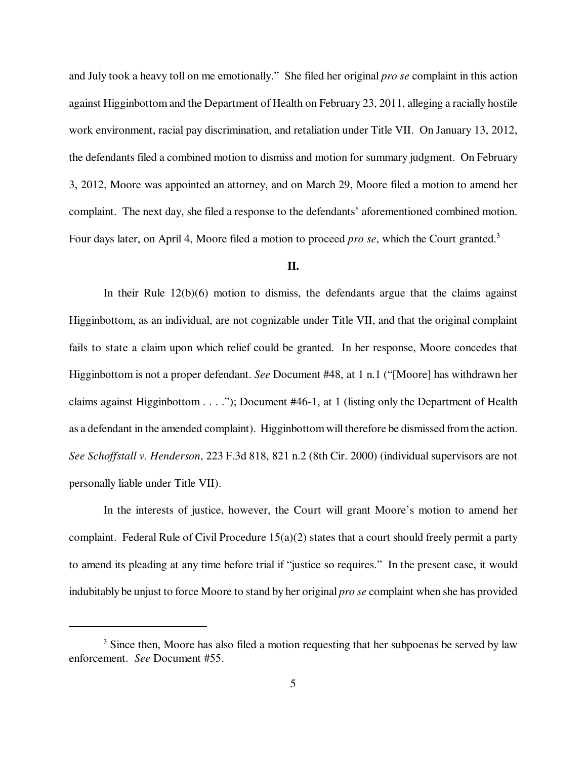and July took a heavy toll on me emotionally." She filed her original *pro se* complaint in this action against Higginbottom and the Department of Health on February 23, 2011, alleging a racially hostile work environment, racial pay discrimination, and retaliation under Title VII. On January 13, 2012, the defendants filed a combined motion to dismiss and motion for summary judgment. On February 3, 2012, Moore was appointed an attorney, and on March 29, Moore filed a motion to amend her complaint. The next day, she filed a response to the defendants' aforementioned combined motion. Four days later, on April 4, Moore filed a motion to proceed *pro se*, which the Court granted.[3]

## II.

In their Rule 12(b)(6) motion to dismiss, the defendants argue that the claims against Higginbottom, as an individual, are not cognizable under Title VII, and that the original complaint fails to state a claim upon which relief could be granted. In her response, Moore concedes that Higginbottom is not a proper defendant. *See* Document #48, at 1 n.1 ("[Moore] has withdrawn her claims against Higginbottom . . . ."); Document #46-1, at 1 (listing only the Department of Health as a defendant in the amended complaint). Higginbottom will therefore be dismissed from the action. *See Schoffstall v. Henderson*, 223 F.3d 818, 821 n.2 (8th Cir. 2000) (individual supervisors are not personally liable under Title VII).

In the interests of justice, however, the Court will grant Moore's motion to amend her complaint. Federal Rule of Civil Procedure 15(a)(2) states that a court should freely permit a party to amend its pleading at any time before trial if "justice so requires." In the present case, it would indubitably be unjust to force Moore to stand by her original *pro se* complaint when she has provided

---

[3] Since then, Moore has also filed a motion requesting that her subpoenas be served by law enforcement. *See* Document #55.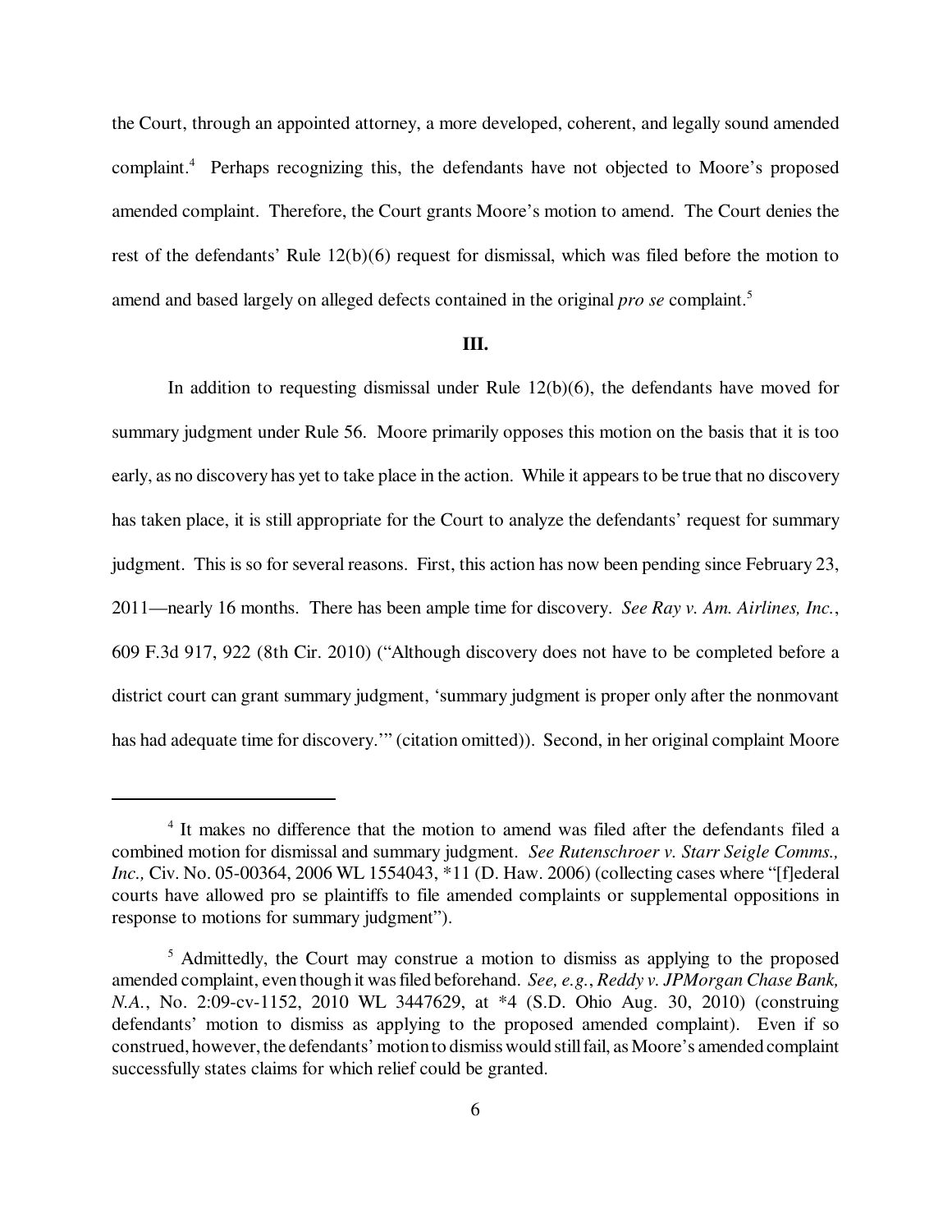the Court, through an appointed attorney, a more developed, coherent, and legally sound amended complaint.[4] Perhaps recognizing this, the defendants have not objected to Moore's proposed amended complaint. Therefore, the Court grants Moore's motion to amend. The Court denies the rest of the defendants' Rule 12(b)(6) request for dismissal, which was filed before the motion to amend and based largely on alleged defects contained in the original *pro se* complaint.[5]

### III.

In addition to requesting dismissal under Rule 12(b)(6), the defendants have moved for summary judgment under Rule 56. Moore primarily opposes this motion on the basis that it is too early, as no discovery has yet to take place in the action. While it appears to be true that no discovery has taken place, it is still appropriate for the Court to analyze the defendants' request for summary judgment. This is so for several reasons. First, this action has now been pending since February 23, 2011—nearly 16 months. There has been ample time for discovery. *See Ray v. Am. Airlines, Inc.*, 609 F.3d 917, 922 (8th Cir. 2010) ("Although discovery does not have to be completed before a district court can grant summary judgment, 'summary judgment is proper only after the nonmovant has had adequate time for discovery.'" (citation omitted)). Second, in her original complaint Moore

---

[4] It makes no difference that the motion to amend was filed after the defendants filed a combined motion for dismissal and summary judgment. *See Rutenschroer v. Starr Seigle Comms., Inc.,* Civ. No. 05-00364, 2006 WL 1554043, *11 (D. Haw. 2006) (collecting cases where "[f]ederal courts have allowed pro se plaintiffs to file amended complaints or supplemental oppositions in response to motions for summary judgment").

[5] Admittedly, the Court may construe a motion to dismiss as applying to the proposed amended complaint, even though it was filed beforehand. *See, e.g.*, *Reddy v. JPMorgan Chase Bank, N.A.*, No. 2:09-cv-1152, 2010 WL 3447629, at *4 (S.D. Ohio Aug. 30, 2010) (construing defendants' motion to dismiss as applying to the proposed amended complaint). Even if so construed, however, the defendants' motion to dismiss would still fail, as Moore's amended complaint successfully states claims for which relief could be granted.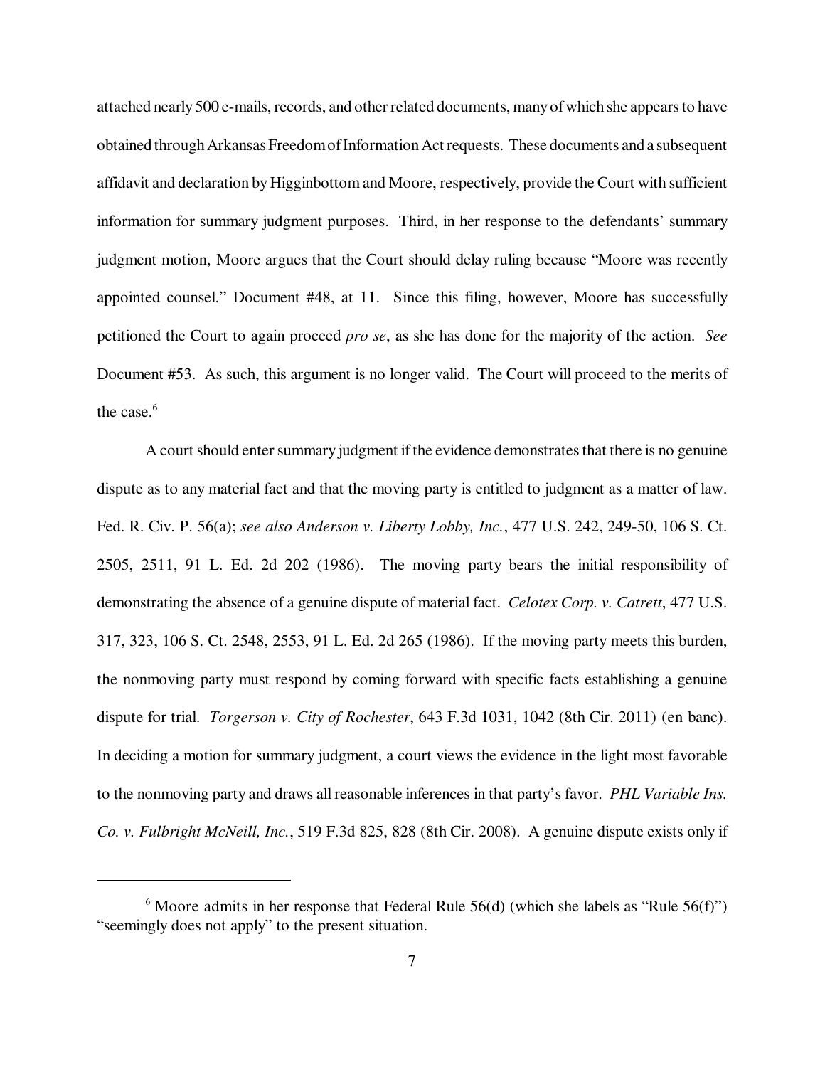attached nearly 500 e-mails, records, and other related documents, many of which she appears to have obtained through Arkansas Freedom of Information Act requests. These documents and a subsequent affidavit and declaration by Higginbottom and Moore, respectively, provide the Court with sufficient information for summary judgment purposes. Third, in her response to the defendants' summary judgment motion, Moore argues that the Court should delay ruling because "Moore was recently appointed counsel." Document #48, at 11. Since this filing, however, Moore has successfully petitioned the Court to again proceed *pro se*, as she has done for the majority of the action. *See* Document #53. As such, this argument is no longer valid. The Court will proceed to the merits of the case.[6]

A court should enter summary judgment if the evidence demonstrates that there is no genuine dispute as to any material fact and that the moving party is entitled to judgment as a matter of law. Fed. R. Civ. P. 56(a); *see also Anderson v. Liberty Lobby, Inc.*, 477 U.S. 242, 249-50, 106 S. Ct. 2505, 2511, 91 L. Ed. 2d 202 (1986). The moving party bears the initial responsibility of demonstrating the absence of a genuine dispute of material fact. *Celotex Corp. v. Catrett*, 477 U.S. 317, 323, 106 S. Ct. 2548, 2553, 91 L. Ed. 2d 265 (1986). If the moving party meets this burden, the nonmoving party must respond by coming forward with specific facts establishing a genuine dispute for trial. *Torgerson v. City of Rochester*, 643 F.3d 1031, 1042 (8th Cir. 2011) (en banc). In deciding a motion for summary judgment, a court views the evidence in the light most favorable to the nonmoving party and draws all reasonable inferences in that party's favor. *PHL Variable Ins. Co. v. Fulbright McNeill, Inc.*, 519 F.3d 825, 828 (8th Cir. 2008). A genuine dispute exists only if

---

[6] Moore admits in her response that Federal Rule 56(d) (which she labels as "Rule 56(f)") "seemingly does not apply" to the present situation.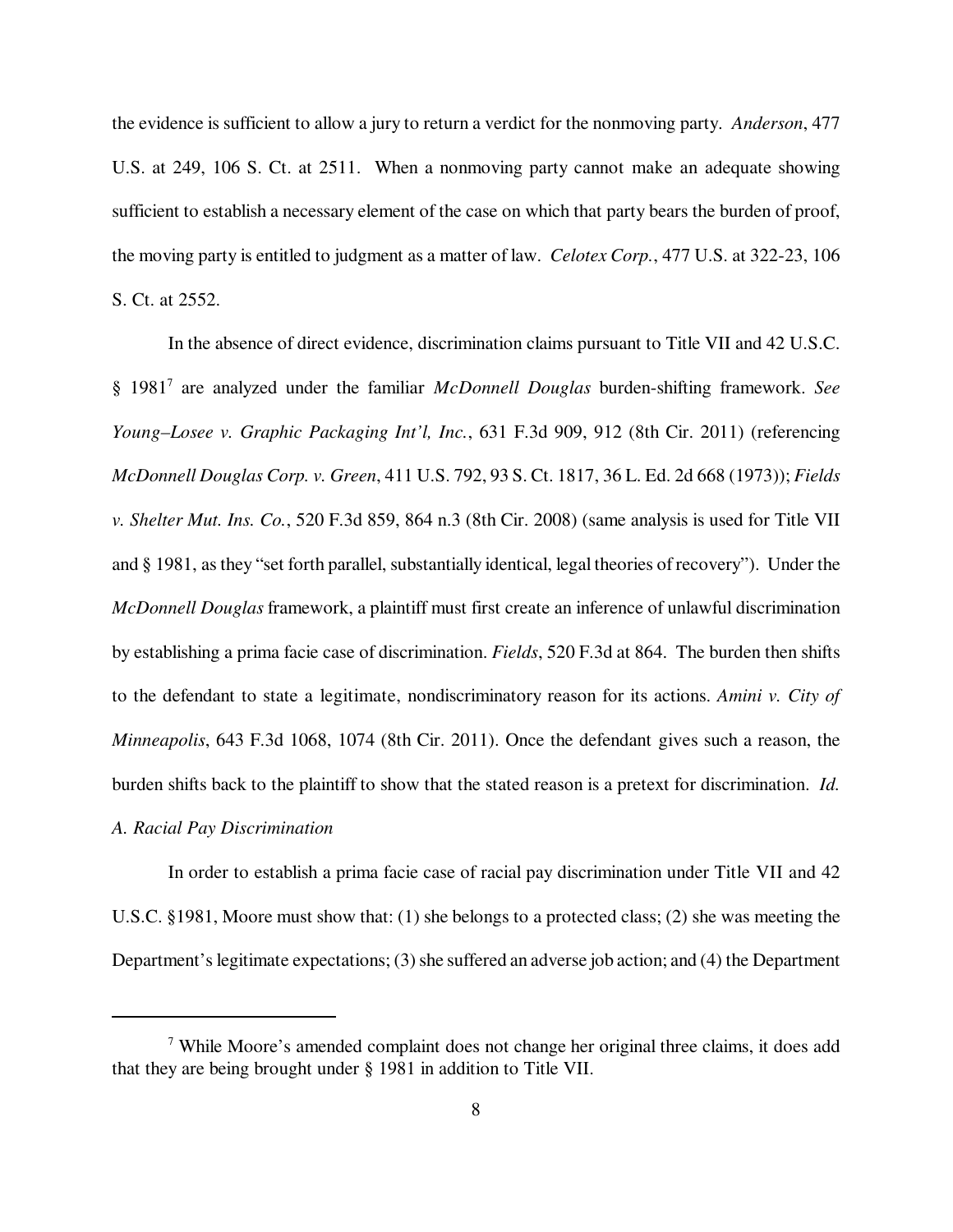the evidence is sufficient to allow a jury to return a verdict for the nonmoving party. *Anderson*, 477 U.S. at 249, 106 S. Ct. at 2511. When a nonmoving party cannot make an adequate showing sufficient to establish a necessary element of the case on which that party bears the burden of proof, the moving party is entitled to judgment as a matter of law. *Celotex Corp.*, 477 U.S. at 322-23, 106 S. Ct. at 2552.

In the absence of direct evidence, discrimination claims pursuant to Title VII and 42 U.S.C. § 1981[7] are analyzed under the familiar *McDonnell Douglas* burden-shifting framework. *See Young–Losee v. Graphic Packaging Int'l, Inc.*, 631 F.3d 909, 912 (8th Cir. 2011) (referencing *McDonnell Douglas Corp. v. Green*, 411 U.S. 792, 93 S. Ct. 1817, 36 L. Ed. 2d 668 (1973)); *Fields v. Shelter Mut. Ins. Co.*, 520 F.3d 859, 864 n.3 (8th Cir. 2008) (same analysis is used for Title VII and § 1981, as they "set forth parallel, substantially identical, legal theories of recovery"). Under the *McDonnell Douglas* framework, a plaintiff must first create an inference of unlawful discrimination by establishing a prima facie case of discrimination. *Fields*, 520 F.3d at 864. The burden then shifts to the defendant to state a legitimate, nondiscriminatory reason for its actions. *Amini v. City of Minneapolis*, 643 F.3d 1068, 1074 (8th Cir. 2011). Once the defendant gives such a reason, the burden shifts back to the plaintiff to show that the stated reason is a pretext for discrimination. *Id.*

*A. Racial Pay Discrimination*

In order to establish a prima facie case of racial pay discrimination under Title VII and 42 U.S.C. §1981, Moore must show that: (1) she belongs to a protected class; (2) she was meeting the Department's legitimate expectations; (3) she suffered an adverse job action; and (4) the Department

---

[7] While Moore's amended complaint does not change her original three claims, it does add that they are being brought under § 1981 in addition to Title VII.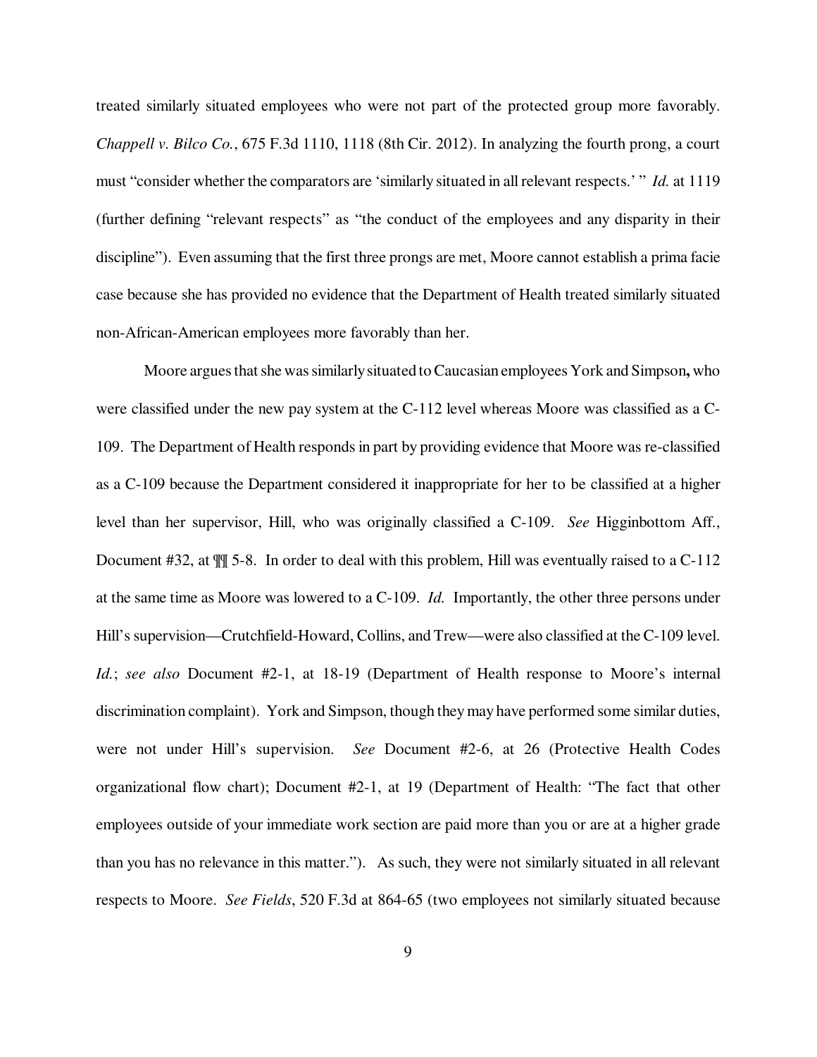treated similarly situated employees who were not part of the protected group more favorably. *Chappell v. Bilco Co.*, 675 F.3d 1110, 1118 (8th Cir. 2012). In analyzing the fourth prong, a court must "consider whether the comparators are 'similarly situated in all relevant respects.' " *Id.* at 1119 (further defining "relevant respects" as "the conduct of the employees and any disparity in their discipline"). Even assuming that the first three prongs are met, Moore cannot establish a prima facie case because she has provided no evidence that the Department of Health treated similarly situated non-African-American employees more favorably than her.

Moore argues that she was similarly situated to Caucasian employees York and Simpson**,** who were classified under the new pay system at the C-112 level whereas Moore was classified as a C-109. The Department of Health responds in part by providing evidence that Moore was re-classified as a C-109 because the Department considered it inappropriate for her to be classified at a higher level than her supervisor, Hill, who was originally classified a C-109. *See* Higginbottom Aff., Document #32, at ¶¶ 5-8. In order to deal with this problem, Hill was eventually raised to a C-112 at the same time as Moore was lowered to a C-109. *Id.* Importantly, the other three persons under Hill's supervision—Crutchfield-Howard, Collins, and Trew—were also classified at the C-109 level. *Id.*; *see also* Document #2-1, at 18-19 (Department of Health response to Moore's internal discrimination complaint). York and Simpson, though they may have performed some similar duties, were not under Hill's supervision. *See* Document #2-6, at 26 (Protective Health Codes organizational flow chart); Document #2-1, at 19 (Department of Health: "The fact that other employees outside of your immediate work section are paid more than you or are at a higher grade than you has no relevance in this matter."). As such, they were not similarly situated in all relevant respects to Moore. *See Fields*, 520 F.3d at 864-65 (two employees not similarly situated because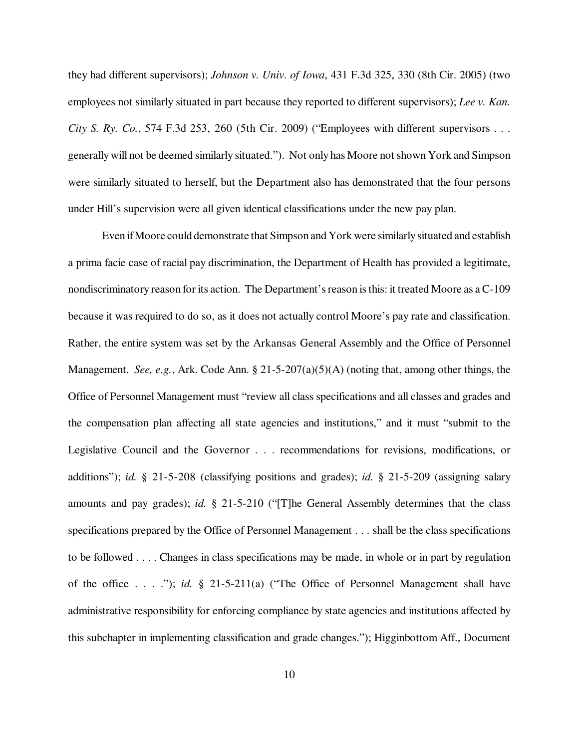they had different supervisors); *Johnson v. Univ. of Iowa*, 431 F.3d 325, 330 (8th Cir. 2005) (two employees not similarly situated in part because they reported to different supervisors); *Lee v. Kan. City S. Ry. Co.*, 574 F.3d 253, 260 (5th Cir. 2009) ("Employees with different supervisors . . . generally will not be deemed similarly situated."). Not only has Moore not shown York and Simpson were similarly situated to herself, but the Department also has demonstrated that the four persons under Hill's supervision were all given identical classifications under the new pay plan.

Even if Moore could demonstrate that Simpson and York were similarly situated and establish a prima facie case of racial pay discrimination, the Department of Health has provided a legitimate, nondiscriminatory reason for its action. The Department's reason is this: it treated Moore as a C-109 because it was required to do so, as it does not actually control Moore's pay rate and classification. Rather, the entire system was set by the Arkansas General Assembly and the Office of Personnel Management. *See, e.g.*, Ark. Code Ann. § 21-5-207(a)(5)(A) (noting that, among other things, the Office of Personnel Management must "review all class specifications and all classes and grades and the compensation plan affecting all state agencies and institutions," and it must "submit to the Legislative Council and the Governor . . . recommendations for revisions, modifications, or additions"); *id.* § 21-5-208 (classifying positions and grades); *id.* § 21-5-209 (assigning salary amounts and pay grades); *id.* § 21-5-210 ("[T]he General Assembly determines that the class specifications prepared by the Office of Personnel Management . . . shall be the class specifications to be followed . . . . Changes in class specifications may be made, in whole or in part by regulation of the office . . . ."); *id.* § 21-5-211(a) ("The Office of Personnel Management shall have administrative responsibility for enforcing compliance by state agencies and institutions affected by this subchapter in implementing classification and grade changes."); Higginbottom Aff., Document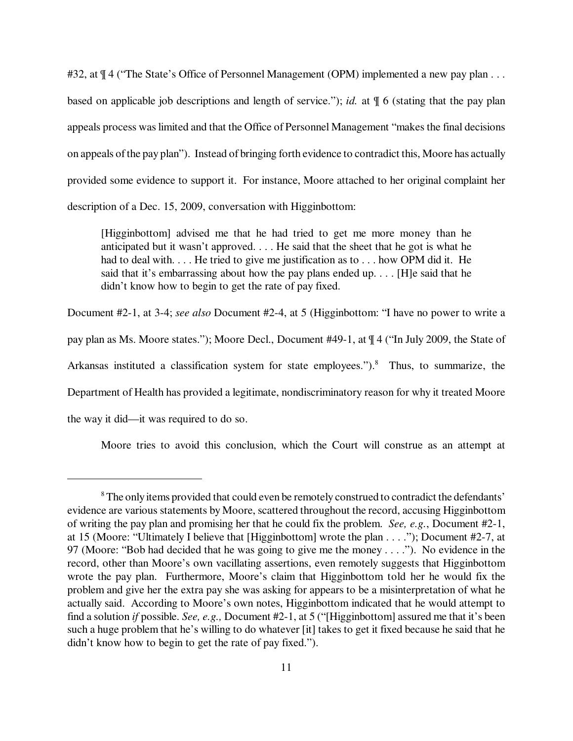#32, at ¶ 4 ("The State's Office of Personnel Management (OPM) implemented a new pay plan . . . based on applicable job descriptions and length of service."); *id.* at ¶ 6 (stating that the pay plan appeals process was limited and that the Office of Personnel Management "makes the final decisions on appeals of the pay plan"). Instead of bringing forth evidence to contradict this, Moore has actually provided some evidence to support it. For instance, Moore attached to her original complaint her description of a Dec. 15, 2009, conversation with Higginbottom:

> [Higginbottom] advised me that he had tried to get me more money than he anticipated but it wasn't approved. . . . He said that the sheet that he got is what he had to deal with. . . . He tried to give me justification as to . . . how OPM did it. He said that it's embarrassing about how the pay plans ended up. . . . [H]e said that he didn't know how to begin to get the rate of pay fixed.

Document #2-1, at 3-4; *see also* Document #2-4, at 5 (Higginbottom: "I have no power to write a pay plan as Ms. Moore states."); Moore Decl., Document #49-1, at ¶ 4 ("In July 2009, the State of Arkansas instituted a classification system for state employees.").[8] Thus, to summarize, the Department of Health has provided a legitimate, nondiscriminatory reason for why it treated Moore the way it did—it was required to do so.

Moore tries to avoid this conclusion, which the Court will construe as an attempt at

---

[8] The only items provided that could even be remotely construed to contradict the defendants' evidence are various statements by Moore, scattered throughout the record, accusing Higginbottom of writing the pay plan and promising her that he could fix the problem. *See, e.g.*, Document #2-1, at 15 (Moore: "Ultimately I believe that [Higginbottom] wrote the plan . . . ."); Document #2-7, at 97 (Moore: "Bob had decided that he was going to give me the money . . . ."). No evidence in the record, other than Moore's own vacillating assertions, even remotely suggests that Higginbottom wrote the pay plan. Furthermore, Moore's claim that Higginbottom told her he would fix the problem and give her the extra pay she was asking for appears to be a misinterpretation of what he actually said. According to Moore's own notes, Higginbottom indicated that he would attempt to find a solution *if* possible. *See, e.g.,* Document #2-1, at 5 ("[Higginbottom] assured me that it's been such a huge problem that he's willing to do whatever [it] takes to get it fixed because he said that he didn't know how to begin to get the rate of pay fixed.").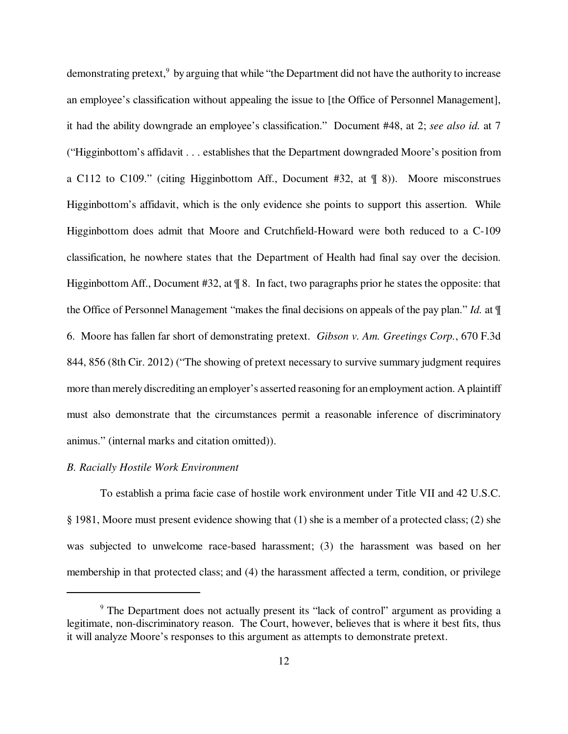demonstrating pretext,[9] by arguing that while "the Department did not have the authority to increase an employee's classification without appealing the issue to [the Office of Personnel Management], it had the ability downgrade an employee's classification." Document #48, at 2; *see also id.* at 7 ("Higginbottom's affidavit . . . establishes that the Department downgraded Moore's position from a C112 to C109." (citing Higginbottom Aff., Document #32, at ¶ 8)). Moore misconstrues Higginbottom's affidavit, which is the only evidence she points to support this assertion. While Higginbottom does admit that Moore and Crutchfield-Howard were both reduced to a C-109 classification, he nowhere states that the Department of Health had final say over the decision. Higginbottom Aff., Document #32, at ¶ 8. In fact, two paragraphs prior he states the opposite: that the Office of Personnel Management "makes the final decisions on appeals of the pay plan." *Id.* at ¶ 6. Moore has fallen far short of demonstrating pretext. *Gibson v. Am. Greetings Corp.*, 670 F.3d 844, 856 (8th Cir. 2012) ("The showing of pretext necessary to survive summary judgment requires more than merely discrediting an employer's asserted reasoning for an employment action. A plaintiff must also demonstrate that the circumstances permit a reasonable inference of discriminatory animus." (internal marks and citation omitted)).

*B. Racially Hostile Work Environment*

To establish a prima facie case of hostile work environment under Title VII and 42 U.S.C. § 1981, Moore must present evidence showing that (1) she is a member of a protected class; (2) she was subjected to unwelcome race-based harassment; (3) the harassment was based on her membership in that protected class; and (4) the harassment affected a term, condition, or privilege

---

[9] The Department does not actually present its "lack of control" argument as providing a legitimate, non-discriminatory reason. The Court, however, believes that is where it best fits, thus it will analyze Moore's responses to this argument as attempts to demonstrate pretext.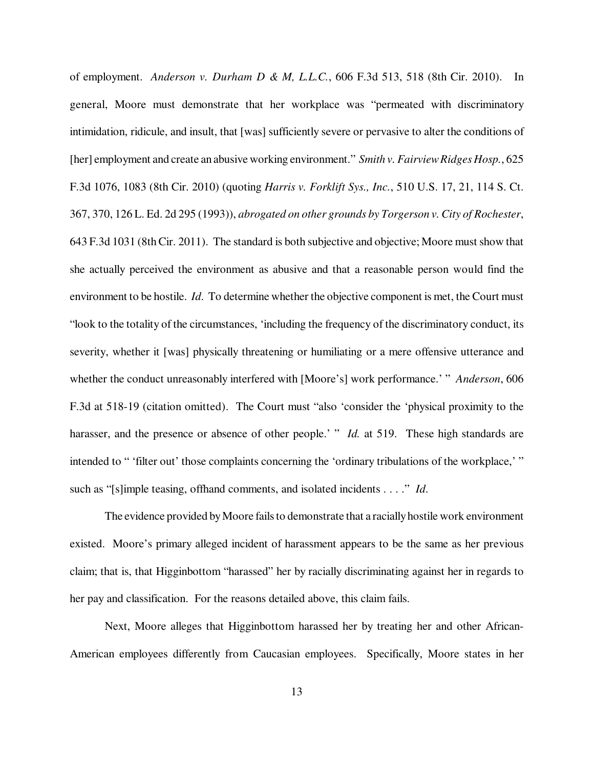of employment. *Anderson v. Durham D & M, L.L.C.*, 606 F.3d 513, 518 (8th Cir. 2010). In general, Moore must demonstrate that her workplace was "permeated with discriminatory intimidation, ridicule, and insult, that [was] sufficiently severe or pervasive to alter the conditions of [her] employment and create an abusive working environment." *Smith v. Fairview Ridges Hosp.*, 625 F.3d 1076, 1083 (8th Cir. 2010) (quoting *Harris v. Forklift Sys., Inc.*, 510 U.S. 17, 21, 114 S. Ct. 367, 370, 126 L. Ed. 2d 295 (1993)), *abrogated on other grounds by Torgerson v. City of Rochester*, 643 F.3d 1031 (8th Cir. 2011). The standard is both subjective and objective; Moore must show that she actually perceived the environment as abusive and that a reasonable person would find the environment to be hostile. *Id.* To determine whether the objective component is met, the Court must "look to the totality of the circumstances, 'including the frequency of the discriminatory conduct, its severity, whether it [was] physically threatening or humiliating or a mere offensive utterance and whether the conduct unreasonably interfered with [Moore's] work performance.' " *Anderson*, 606 F.3d at 518-19 (citation omitted). The Court must "also 'consider the 'physical proximity to the harasser, and the presence or absence of other people.' " *Id.* at 519. These high standards are intended to " 'filter out' those complaints concerning the 'ordinary tribulations of the workplace,' " such as "[s]imple teasing, offhand comments, and isolated incidents . . . ." *Id.*

The evidence provided by Moore fails to demonstrate that a racially hostile work environment existed. Moore's primary alleged incident of harassment appears to be the same as her previous claim; that is, that Higginbottom "harassed" her by racially discriminating against her in regards to her pay and classification. For the reasons detailed above, this claim fails.

Next, Moore alleges that Higginbottom harassed her by treating her and other African-American employees differently from Caucasian employees. Specifically, Moore states in her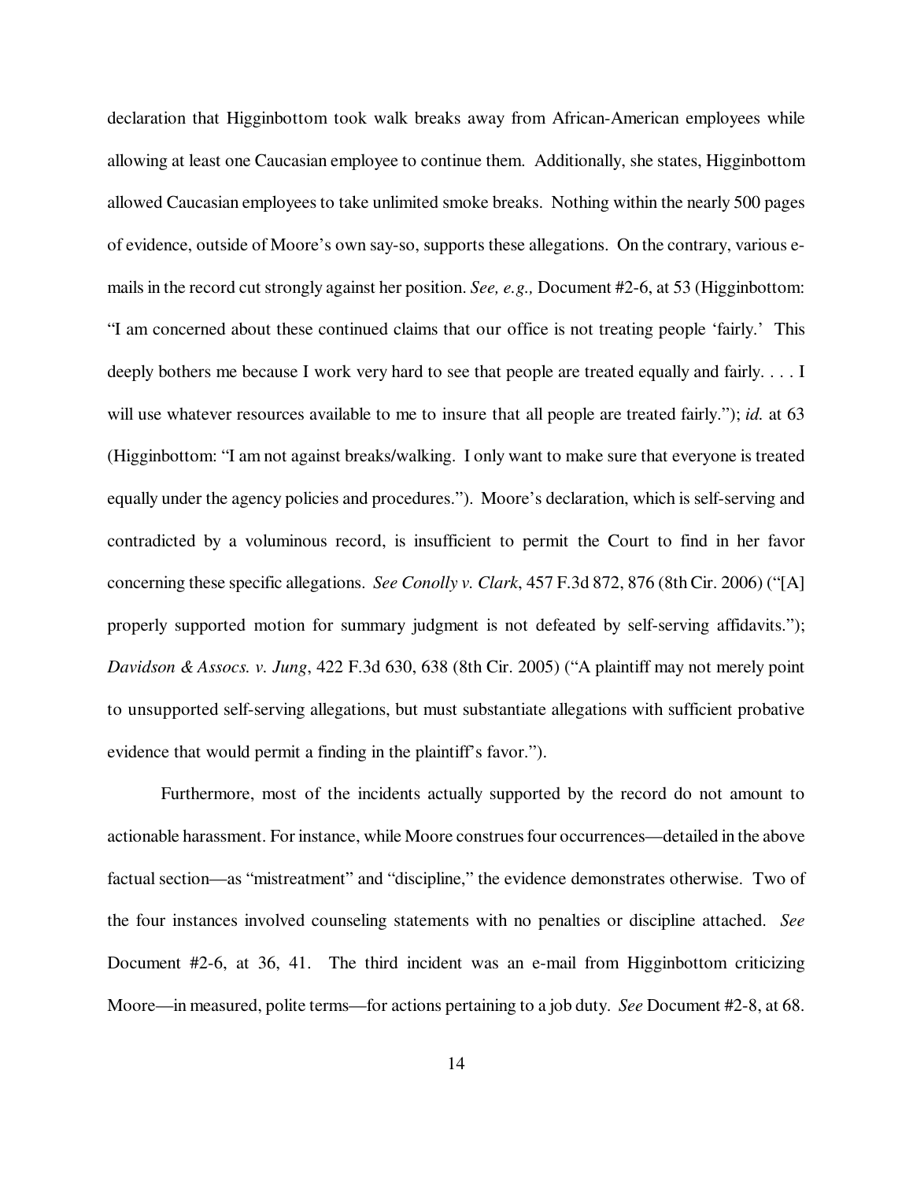declaration that Higginbottom took walk breaks away from African-American employees while allowing at least one Caucasian employee to continue them. Additionally, she states, Higginbottom allowed Caucasian employees to take unlimited smoke breaks. Nothing within the nearly 500 pages of evidence, outside of Moore's own say-so, supports these allegations. On the contrary, various e-mails in the record cut strongly against her position. *See, e.g.,* Document #2-6, at 53 (Higginbottom: "I am concerned about these continued claims that our office is not treating people 'fairly.' This deeply bothers me because I work very hard to see that people are treated equally and fairly. . . . I will use whatever resources available to me to insure that all people are treated fairly."); *id.* at 63 (Higginbottom: "I am not against breaks/walking. I only want to make sure that everyone is treated equally under the agency policies and procedures."). Moore's declaration, which is self-serving and contradicted by a voluminous record, is insufficient to permit the Court to find in her favor concerning these specific allegations. *See Conolly v. Clark*, 457 F.3d 872, 876 (8th Cir. 2006) ("[A] properly supported motion for summary judgment is not defeated by self-serving affidavits."); *Davidson & Assocs. v. Jung*, 422 F.3d 630, 638 (8th Cir. 2005) ("A plaintiff may not merely point to unsupported self-serving allegations, but must substantiate allegations with sufficient probative evidence that would permit a finding in the plaintiff's favor.").

Furthermore, most of the incidents actually supported by the record do not amount to actionable harassment. For instance, while Moore construes four occurrences—detailed in the above factual section—as "mistreatment" and "discipline," the evidence demonstrates otherwise. Two of the four instances involved counseling statements with no penalties or discipline attached. *See* Document #2-6, at 36, 41. The third incident was an e-mail from Higginbottom criticizing Moore—in measured, polite terms—for actions pertaining to a job duty. *See* Document #2-8, at 68.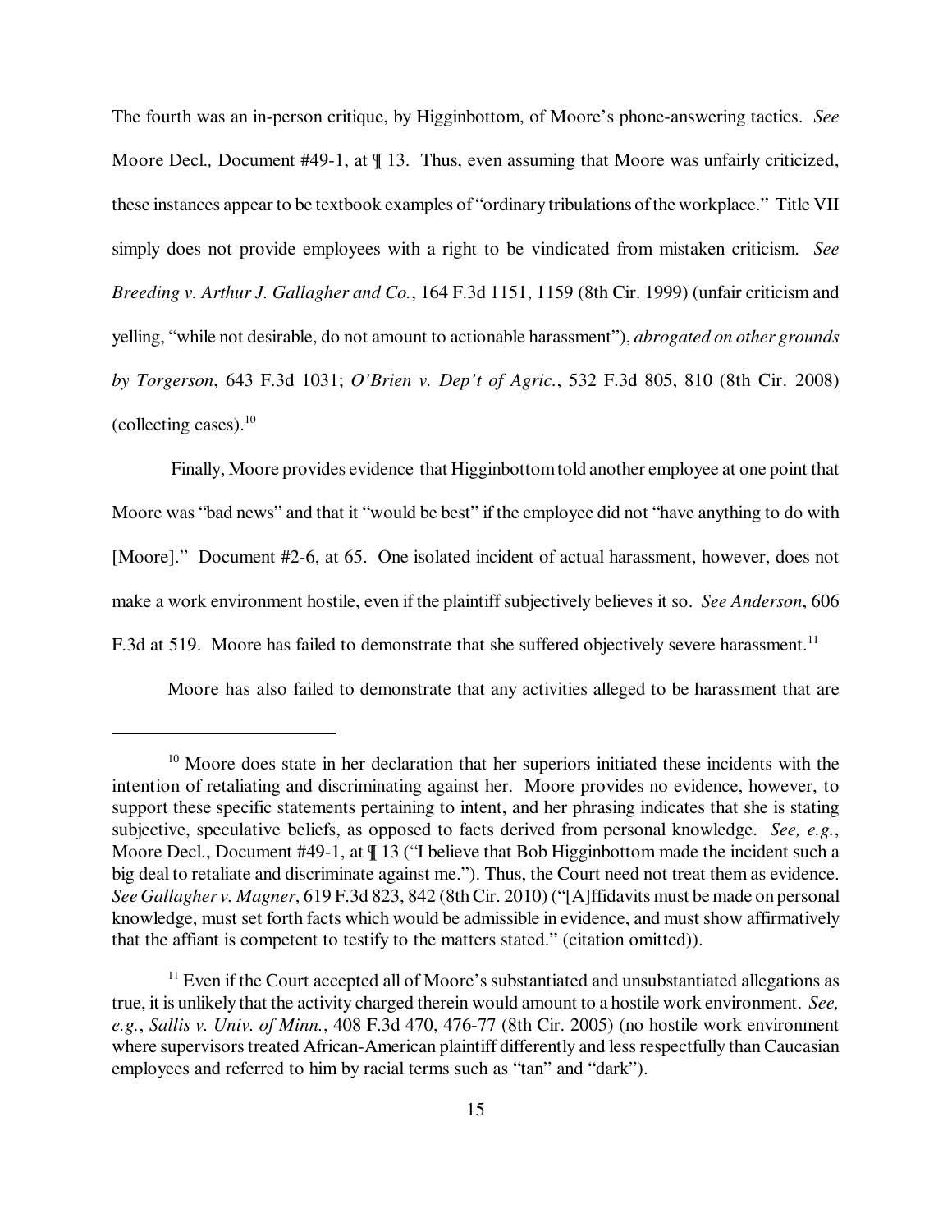The fourth was an in-person critique, by Higginbottom, of Moore's phone-answering tactics. *See* Moore Decl., Document #49-1, at ¶ 13. Thus, even assuming that Moore was unfairly criticized, these instances appear to be textbook examples of "ordinary tribulations of the workplace." Title VII simply does not provide employees with a right to be vindicated from mistaken criticism. *See Breeding v. Arthur J. Gallagher and Co.*, 164 F.3d 1151, 1159 (8th Cir. 1999) (unfair criticism and yelling, "while not desirable, do not amount to actionable harassment"), *abrogated on other grounds by Torgerson*, 643 F.3d 1031; *O'Brien v. Dep't of Agric.*, 532 F.3d 805, 810 (8th Cir. 2008) (collecting cases).[10]

Finally, Moore provides evidence that Higginbottom told another employee at one point that Moore was "bad news" and that it "would be best" if the employee did not "have anything to do with [Moore]." Document #2-6, at 65. One isolated incident of actual harassment, however, does not make a work environment hostile, even if the plaintiff subjectively believes it so. *See Anderson*, 606 F.3d at 519. Moore has failed to demonstrate that she suffered objectively severe harassment.[11]

Moore has also failed to demonstrate that any activities alleged to be harassment that are

---

[10] Moore does state in her declaration that her superiors initiated these incidents with the intention of retaliating and discriminating against her. Moore provides no evidence, however, to support these specific statements pertaining to intent, and her phrasing indicates that she is stating subjective, speculative beliefs, as opposed to facts derived from personal knowledge. *See, e.g.*, Moore Decl., Document #49-1, at ¶ 13 ("I believe that Bob Higginbottom made the incident such a big deal to retaliate and discriminate against me."). Thus, the Court need not treat them as evidence. *See Gallagher v. Magner*, 619 F.3d 823, 842 (8th Cir. 2010) ("[A]ffidavits must be made on personal knowledge, must set forth facts which would be admissible in evidence, and must show affirmatively that the affiant is competent to testify to the matters stated." (citation omitted)).

[11] Even if the Court accepted all of Moore's substantiated and unsubstantiated allegations as true, it is unlikely that the activity charged therein would amount to a hostile work environment. *See, e.g.*, *Sallis v. Univ. of Minn.*, 408 F.3d 470, 476-77 (8th Cir. 2005) (no hostile work environment where supervisors treated African-American plaintiff differently and less respectfully than Caucasian employees and referred to him by racial terms such as "tan" and "dark").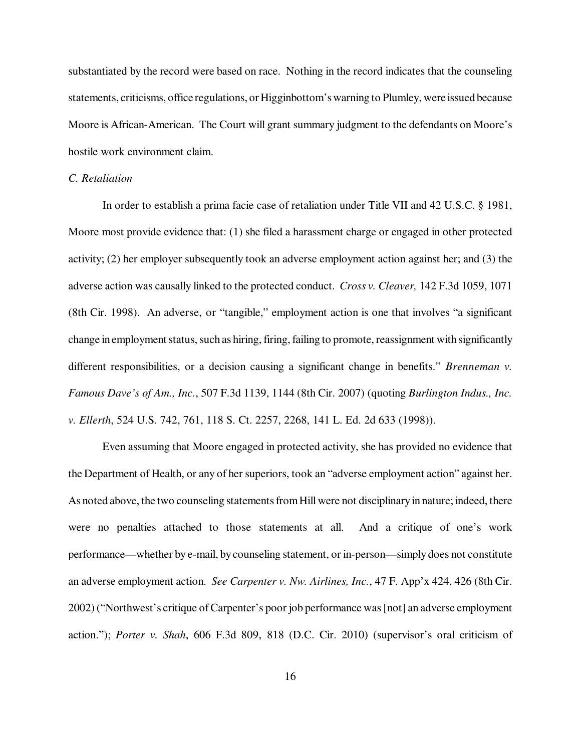substantiated by the record were based on race. Nothing in the record indicates that the counseling statements, criticisms, office regulations, or Higginbottom's warning to Plumley, were issued because Moore is African-American. The Court will grant summary judgment to the defendants on Moore's hostile work environment claim.

*C. Retaliation*

In order to establish a prima facie case of retaliation under Title VII and 42 U.S.C. § 1981, Moore most provide evidence that: (1) she filed a harassment charge or engaged in other protected activity; (2) her employer subsequently took an adverse employment action against her; and (3) the adverse action was causally linked to the protected conduct. *Cross v. Cleaver,* 142 F.3d 1059, 1071 (8th Cir. 1998). An adverse, or "tangible," employment action is one that involves "a significant change in employment status, such as hiring, firing, failing to promote, reassignment with significantly different responsibilities, or a decision causing a significant change in benefits." *Brenneman v. Famous Dave's of Am., Inc.*, 507 F.3d 1139, 1144 (8th Cir. 2007) (quoting *Burlington Indus., Inc. v. Ellerth*, 524 U.S. 742, 761, 118 S. Ct. 2257, 2268, 141 L. Ed. 2d 633 (1998)).

Even assuming that Moore engaged in protected activity, she has provided no evidence that the Department of Health, or any of her superiors, took an "adverse employment action" against her. As noted above, the two counseling statements from Hill were not disciplinary in nature; indeed, there were no penalties attached to those statements at all. And a critique of one's work performance—whether by e-mail, by counseling statement, or in-person—simply does not constitute an adverse employment action. *See Carpenter v. Nw. Airlines, Inc.*, 47 F. App'x 424, 426 (8th Cir. 2002) ("Northwest's critique of Carpenter's poor job performance was [not] an adverse employment action."); *Porter v. Shah*, 606 F.3d 809, 818 (D.C. Cir. 2010) (supervisor's oral criticism of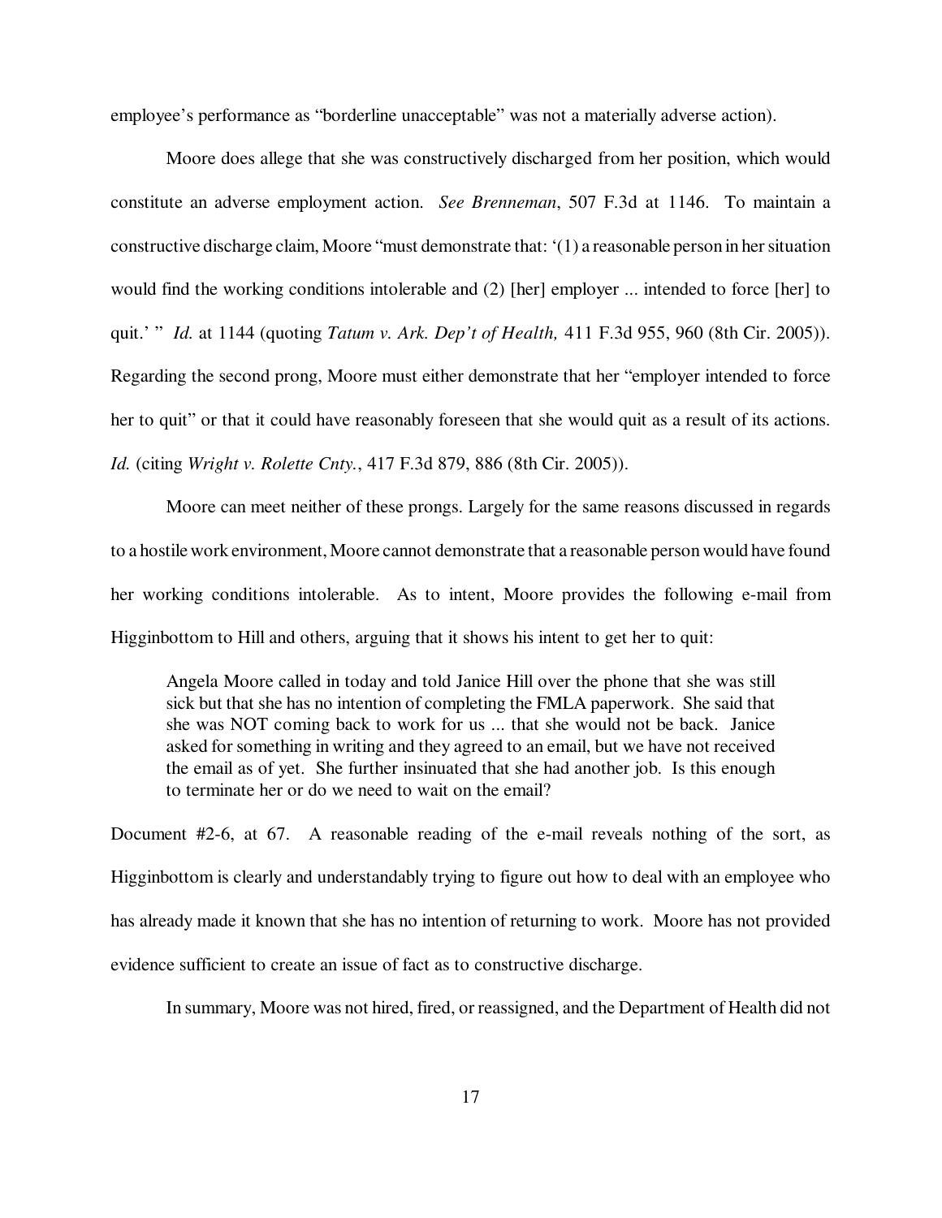employee's performance as "borderline unacceptable" was not a materially adverse action).

Moore does allege that she was constructively discharged from her position, which would constitute an adverse employment action. *See Brenneman*, 507 F.3d at 1146. To maintain a constructive discharge claim, Moore "must demonstrate that: '(1) a reasonable person in her situation would find the working conditions intolerable and (2) [her] employer ... intended to force [her] to quit.' " *Id.* at 1144 (quoting *Tatum v. Ark. Dep't of Health,* 411 F.3d 955, 960 (8th Cir. 2005)). Regarding the second prong, Moore must either demonstrate that her "employer intended to force her to quit" or that it could have reasonably foreseen that she would quit as a result of its actions. *Id.* (citing *Wright v. Rolette Cnty.*, 417 F.3d 879, 886 (8th Cir. 2005)).

Moore can meet neither of these prongs. Largely for the same reasons discussed in regards to a hostile work environment, Moore cannot demonstrate that a reasonable person would have found her working conditions intolerable. As to intent, Moore provides the following e-mail from Higginbottom to Hill and others, arguing that it shows his intent to get her to quit:

> Angela Moore called in today and told Janice Hill over the phone that she was still sick but that she has no intention of completing the FMLA paperwork. She said that she was NOT coming back to work for us ... that she would not be back. Janice asked for something in writing and they agreed to an email, but we have not received the email as of yet. She further insinuated that she had another job. Is this enough to terminate her or do we need to wait on the email?

Document #2-6, at 67. A reasonable reading of the e-mail reveals nothing of the sort, as Higginbottom is clearly and understandably trying to figure out how to deal with an employee who has already made it known that she has no intention of returning to work. Moore has not provided evidence sufficient to create an issue of fact as to constructive discharge.

In summary, Moore was not hired, fired, or reassigned, and the Department of Health did not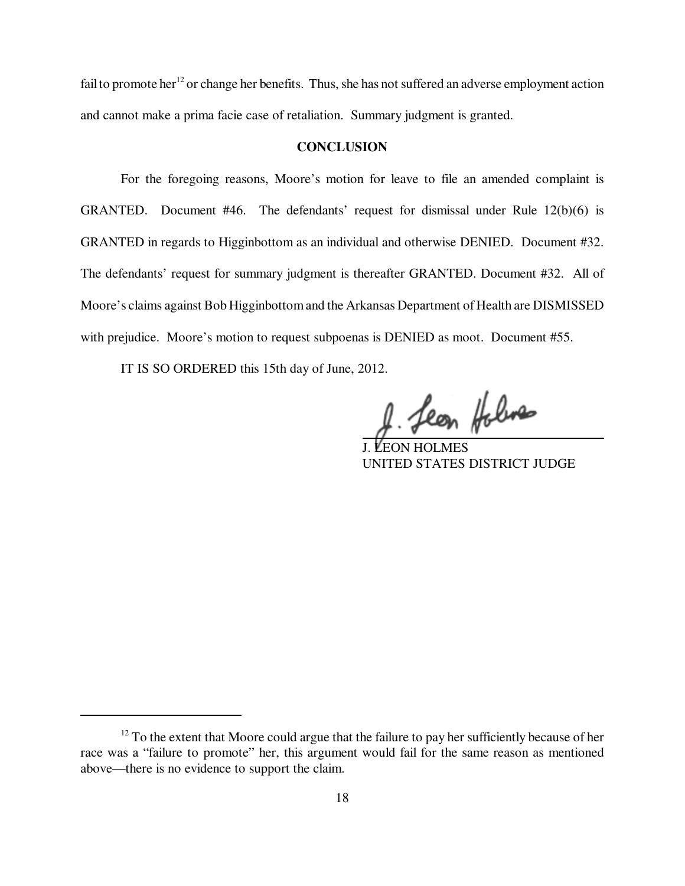fail to promote her[12] or change her benefits. Thus, she has not suffered an adverse employment action and cannot make a prima facie case of retaliation. Summary judgment is granted.

## CONCLUSION

For the foregoing reasons, Moore's motion for leave to file an amended complaint is GRANTED. Document #46. The defendants' request for dismissal under Rule 12(b)(6) is GRANTED in regards to Higginbottom as an individual and otherwise DENIED. Document #32. The defendants' request for summary judgment is thereafter GRANTED. Document #32. All of Moore's claims against Bob Higginbottom and the Arkansas Department of Health are DISMISSED with prejudice. Moore's motion to request subpoenas is DENIED as moot. Document #55.

IT IS SO ORDERED this 15th day of June, 2012.

J. Leon Holmes

J. LEON HOLMES
UNITED STATES DISTRICT JUDGE

---

[12] To the extent that Moore could argue that the failure to pay her sufficiently because of her race was a "failure to promote" her, this argument would fail for the same reason as mentioned above—there is no evidence to support the claim.